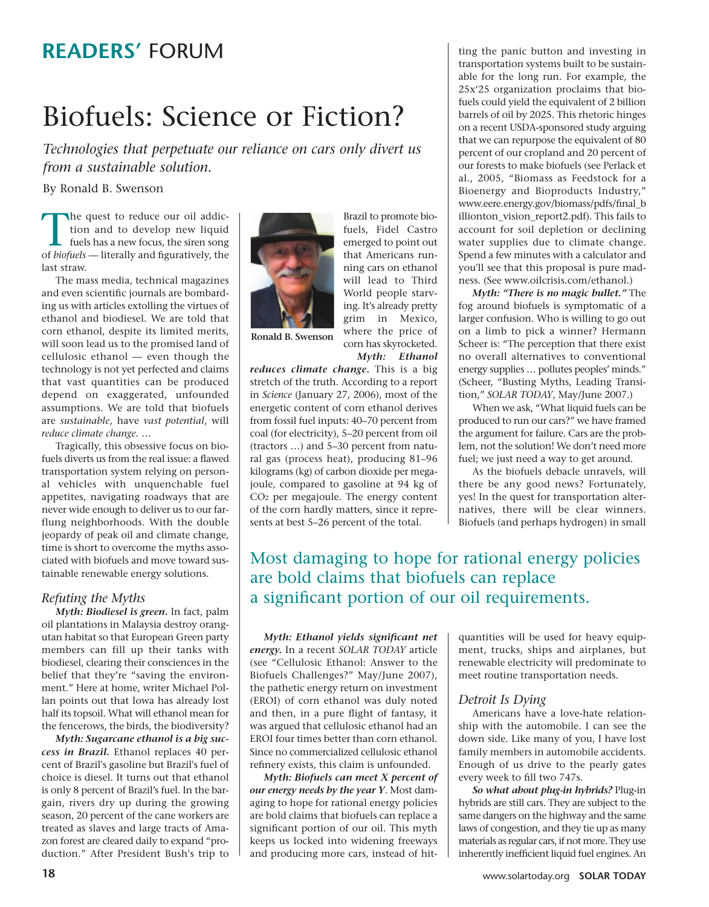READERS' FORUM

# Biofuels: Science or Fiction?

*Technologies that perpetuate our reliance on cars only divert us from a sustainable solution.*

By Ronald B. Swenson

The quest to reduce our oil addiction and to develop new liquid fuels has a new focus, the siren song of *biofuels* — literally and figuratively, the last straw.

The mass media, technical magazines and even scientific journals are bombarding us with articles extolling the virtues of ethanol and biodiesel. We are told that corn ethanol, despite its limited merits, will soon lead us to the promised land of cellulosic ethanol — even though the technology is not yet perfected and claims that vast quantities can be produced depend on exaggerated, unfounded assumptions. We are told that biofuels are *sustainable*, have *vast potential*, will *reduce climate change*. …

Tragically, this obsessive focus on biofuels diverts us from the real issue: a flawed transportation system relying on personal vehicles with unquenchable fuel appetites, navigating roadways that are never wide enough to deliver us to our far-flung neighborhoods. With the double jeopardy of peak oil and climate change, time is short to overcome the myths associated with biofuels and move toward sustainable renewable energy solutions.

## *Refuting the Myths*

***Myth: Biodiesel is green.*** In fact, palm oil plantations in Malaysia destroy orangutan habitat so that European Green party members can fill up their tanks with biodiesel, clearing their consciences in the belief that they're "saving the environment." Here at home, writer Michael Pollan points out that Iowa has already lost half its topsoil. What will ethanol mean for the fencerows, the birds, the biodiversity?

***Myth: Sugarcane ethanol is a big success in Brazil.*** Ethanol replaces 40 percent of Brazil's gasoline but Brazil's fuel of choice is diesel. It turns out that ethanol is only 8 percent of Brazil's fuel. In the bargain, rivers dry up during the growing season, 20 percent of the cane workers are treated as slaves and large tracts of Amazon forest are cleared daily to expand "production." After President Bush's trip to Brazil to promote biofuels, Fidel Castro emerged to point out that Americans running cars on ethanol will lead to Third World people starving. It's already pretty grim in Mexico, where the price of corn has skyrocketed.

Ronald B. Swenson

***Myth: Ethanol reduces climate change.*** This is a big stretch of the truth. According to a report in *Science* (January 27, 2006), most of the energetic content of corn ethanol derives from fossil fuel inputs: 40–70 percent from coal (for electricity), 5–20 percent from oil (tractors …) and 5–30 percent from natural gas (process heat), producing 81–96 kilograms (kg) of carbon dioxide per megajoule, compared to gasoline at 94 kg of $CO_2$ per megajoule. The energy content of the corn hardly matters, since it represents at best 5–26 percent of the total.

***Myth: Ethanol yields significant net energy.*** In a recent *SOLAR TODAY* article (see "Cellulosic Ethanol: Answer to the Biofuels Challenges?" May/June 2007), the pathetic energy return on investment (EROI) of corn ethanol was duly noted and then, in a pure flight of fantasy, it was argued that cellulosic ethanol had an EROI four times better than corn ethanol. Since no commercialized cellulosic ethanol refinery exists, this claim is unfounded.

***Myth: Biofuels can meet X percent of our energy needs by the year Y.*** Most damaging to hope for rational energy policies are bold claims that biofuels can replace a significant portion of our oil. This myth keeps us locked into widening freeways and producing more cars, instead of hitting the panic button and investing in transportation systems built to be sustainable for the long run. For example, the 25x'25 organization proclaims that biofuels could yield the equivalent of 2 billion barrels of oil by 2025. This rhetoric hinges on a recent USDA-sponsored study arguing that we can repurpose the equivalent of 80 percent of our cropland and 20 percent of our forests to make biofuels (see Perlack et al., 2005, "Biomass as Feedstock for a Bioenergy and Bioproducts Industry," www.eere.energy.gov/biomass/pdfs/final_billionton_vision_report2.pdf). This fails to account for soil depletion or declining water supplies due to climate change. Spend a few minutes with a calculator and you'll see that this proposal is pure madness. (See www.oilcrisis.com/ethanol.)

> Most damaging to hope for rational energy policies are bold claims that biofuels can replace a significant portion of our oil requirements.

***Myth: "There is no magic bullet."*** The fog around biofuels is symptomatic of a larger confusion. Who is willing to go out on a limb to pick a winner? Hermann Scheer is: "The perception that there exist no overall alternatives to conventional energy supplies … pollutes peoples' minds." (Scheer, "Busting Myths, Leading Transition," *SOLAR TODAY*, May/June 2007.)

When we ask, "What liquid fuels can be produced to run our cars?" we have framed the argument for failure. Cars are the problem, not the solution! We don't need more fuel; we just need a way to get around.

As the biofuels debacle unravels, will there be any good news? Fortunately, yes! In the quest for transportation alternatives, there will be clear winners. Biofuels (and perhaps hydrogen) in small quantities will be used for heavy equipment, trucks, ships and airplanes, but renewable electricity will predominate to meet routine transportation needs.

## *Detroit Is Dying*

Americans have a love-hate relationship with the automobile. I can see the down side. Like many of you, I have lost family members in automobile accidents. Enough of us drive to the pearly gates every week to fill two 747s.

***So what about plug-in hybrids?*** Plug-in hybrids are still cars. They are subject to the same dangers on the highway and the same laws of congestion, and they tie up as many materials as regular cars, if not more. They use inherently inefficient liquid fuel engines. An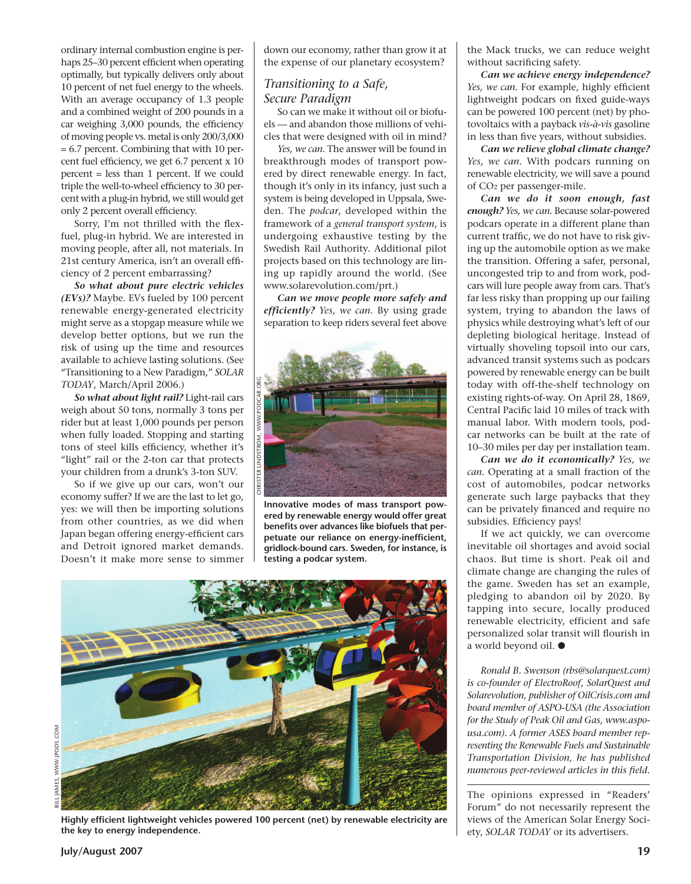ordinary internal combustion engine is perhaps 25–30 percent efficient when operating optimally, but typically delivers only about 10 percent of net fuel energy to the wheels. With an average occupancy of 1.3 people and a combined weight of 200 pounds in a car weighing 3,000 pounds, the efficiency of moving people vs. metal is only 200/3,000 = 6.7 percent. Combining that with 10 percent fuel efficiency, we get 6.7 percent x 10 percent = less than 1 percent. If we could triple the well-to-wheel efficiency to 30 percent with a plug-in hybrid, we still would get only 2 percent overall efficiency.

Sorry, I'm not thrilled with the flex-fuel, plug-in hybrid. We are interested in moving people, after all, not materials. In 21st century America, isn't an overall efficiency of 2 percent embarrassing?

***So what about pure electric vehicles (EVs)?*** Maybe. EVs fueled by 100 percent renewable energy-generated electricity might serve as a stopgap measure while we develop better options, but we run the risk of using up the time and resources available to achieve lasting solutions. (See "Transitioning to a New Paradigm," *SOLAR TODAY*, March/April 2006.)

***So what about light rail?*** Light-rail cars weigh about 50 tons, normally 3 tons per rider but at least 1,000 pounds per person when fully loaded. Stopping and starting tons of steel kills efficiency, whether it's "light" rail or the 2-ton car that protects your children from a drunk's 3-ton SUV.

So if we give up our cars, won't our economy suffer? If we are the last to let go, yes: we will then be importing solutions from other countries, as we did when Japan began offering energy-efficient cars and Detroit ignored market demands. Doesn't it make more sense to simmer down our economy, rather than grow it at the expense of our planetary ecosystem?

## *Transitioning to a Safe, Secure Paradigm*

So can we make it without oil or biofuels — and abandon those millions of vehicles that were designed with oil in mind?

*Yes, we can.* The answer will be found in breakthrough modes of transport powered by direct renewable energy. In fact, though it's only in its infancy, just such a system is being developed in Uppsala, Sweden. The *podcar*, developed within the framework of a *general transport system*, is undergoing exhaustive testing by the Swedish Rail Authority. Additional pilot projects based on this technology are lining up rapidly around the world. (See www.solarevolution.com/prt.)

***Can we move people safely and efficiently?*** *Yes, we can.* By using grade separation to keep riders several feet above the Mack trucks, we can reduce weight without sacrificing safety.

CHRISTER LINDSTRÖM, WWW.PODCAR.ORG

**Innovative modes of mass transport powered by renewable energy would offer great benefits over advances like biofuels that perpetuate our reliance on energy-inefficient, gridlock-bound cars. Sweden, for instance, is testing a podcar system.**

***Can we achieve energy independence?*** *Yes, we can.* For example, highly efficient lightweight podcars on fixed guide-ways can be powered 100 percent (net) by photovoltaics with a payback *vis-à-vis* gasoline in less than five years, without subsidies.

***Can we relieve global climate change?*** *Yes, we can.* With podcars running on renewable electricity, we will save a pound of $CO_2$ per passenger-mile.

***Can we do it soon enough, fast enough?*** *Yes, we can.* Because solar-powered podcars operate in a different plane than current traffic, we do not have to risk giving up the automobile option as we make the transition. Offering a safer, personal, uncongested trip to and from work, podcars will lure people away from cars. That's far less risky than propping up our failing system, trying to abandon the laws of physics while destroying what's left of our depleting biological heritage. Instead of virtually shoveling topsoil into our cars, advanced transit systems such as podcars powered by renewable energy can be built today with off-the-shelf technology on existing rights-of-way. On April 28, 1869, Central Pacific laid 10 miles of track with manual labor. With modern tools, podcar networks can be built at the rate of 10–30 miles per day per installation team.

***Can we do it economically?*** *Yes, we can.* Operating at a small fraction of the cost of automobiles, podcar networks generate such large paybacks that they can be privately financed and require no subsidies. Efficiency pays!

If we act quickly, we can overcome inevitable oil shortages and avoid social chaos. But time is short. Peak oil and climate change are changing the rules of the game. Sweden has set an example, pledging to abandon oil by 2020. By tapping into secure, locally produced renewable electricity, efficient and safe personalized solar transit will flourish in a world beyond oil. ●

*Ronald B. Swenson (rbs@solarquest.com) is co-founder of ElectroRoof, SolarQuest and Solarevolution, publisher of OilCrisis.com and board member of ASPO-USA (the Association for the Study of Peak Oil and Gas, www.aspo-usa.com). A former ASES board member representing the Renewable Fuels and Sustainable Transportation Division, he has published numerous peer-reviewed articles in this field.*

BILL JAMES, WWW.JPODS.COM

**Highly efficient lightweight vehicles powered 100 percent (net) by renewable electricity are the key to energy independence.**

The opinions expressed in "Readers' Forum" do not necessarily represent the views of the American Solar Energy Society, *SOLAR TODAY* or its advertisers.